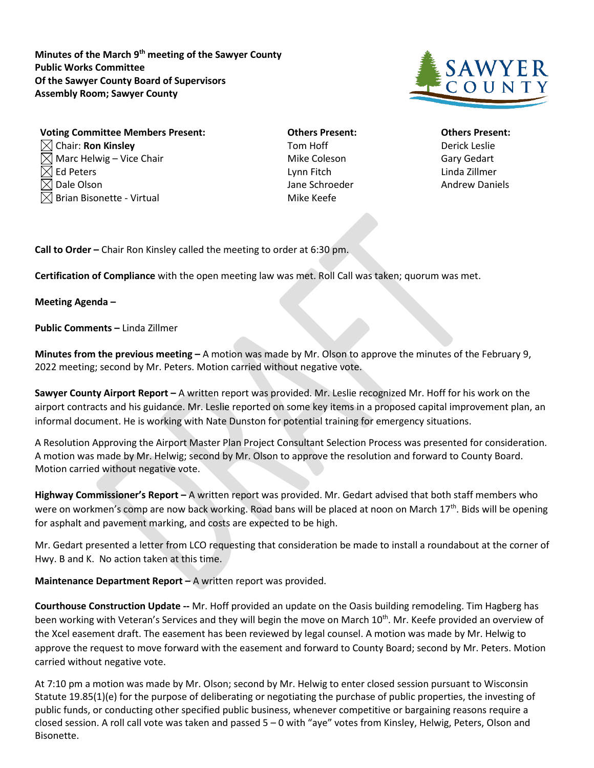**Minutes of the March 9th meeting of the Sawyer County Public Works Committee Of the Sawyer County Board of Supervisors Assembly Room; Sawyer County**

**Voting Committee Members Present:**
- ☒ Chair: **Ron Kinsley**
- ☒ Marc Helwig – Vice Chair
- ☒ Ed Peters
- ☒ Dale Olson
- ☒ Brian Bisonette - Virtual

**Others Present:**
Tom Hoff
Mike Coleson
Lynn Fitch
Jane Schroeder
Mike Keefe

**Others Present:**
Derick Leslie
Gary Gedart
Linda Zillmer
Andrew Daniels

**Call to Order –** Chair Ron Kinsley called the meeting to order at 6:30 pm.

**Certification of Compliance** with the open meeting law was met. Roll Call was taken; quorum was met.

**Meeting Agenda –**

**Public Comments –** Linda Zillmer

**Minutes from the previous meeting –** A motion was made by Mr. Olson to approve the minutes of the February 9, 2022 meeting; second by Mr. Peters. Motion carried without negative vote.

**Sawyer County Airport Report –** A written report was provided. Mr. Leslie recognized Mr. Hoff for his work on the airport contracts and his guidance. Mr. Leslie reported on some key items in a proposed capital improvement plan, an informal document. He is working with Nate Dunston for potential training for emergency situations.

A Resolution Approving the Airport Master Plan Project Consultant Selection Process was presented for consideration. A motion was made by Mr. Helwig; second by Mr. Olson to approve the resolution and forward to County Board. Motion carried without negative vote.

**Highway Commissioner's Report –** A written report was provided. Mr. Gedart advised that both staff members who were on workmen's comp are now back working. Road bans will be placed at noon on March 17th. Bids will be opening for asphalt and pavement marking, and costs are expected to be high.

Mr. Gedart presented a letter from LCO requesting that consideration be made to install a roundabout at the corner of Hwy. B and K. No action taken at this time.

**Maintenance Department Report –** A written report was provided.

**Courthouse Construction Update --** Mr. Hoff provided an update on the Oasis building remodeling. Tim Hagberg has been working with Veteran's Services and they will begin the move on March 10th. Mr. Keefe provided an overview of the Xcel easement draft. The easement has been reviewed by legal counsel. A motion was made by Mr. Helwig to approve the request to move forward with the easement and forward to County Board; second by Mr. Peters. Motion carried without negative vote.

At 7:10 pm a motion was made by Mr. Olson; second by Mr. Helwig to enter closed session pursuant to Wisconsin Statute 19.85(1)(e) for the purpose of deliberating or negotiating the purchase of public properties, the investing of public funds, or conducting other specified public business, whenever competitive or bargaining reasons require a closed session. A roll call vote was taken and passed 5 – 0 with "aye" votes from Kinsley, Helwig, Peters, Olson and Bisonette.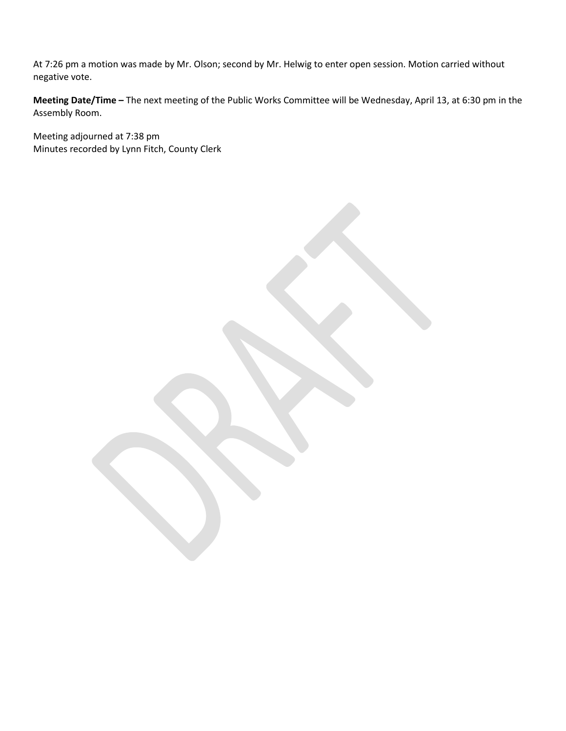At 7:26 pm a motion was made by Mr. Olson; second by Mr. Helwig to enter open session. Motion carried without negative vote.

**Meeting Date/Time –** The next meeting of the Public Works Committee will be Wednesday, April 13, at 6:30 pm in the Assembly Room.

Meeting adjourned at 7:38 pm
Minutes recorded by Lynn Fitch, County Clerk

DRAFT